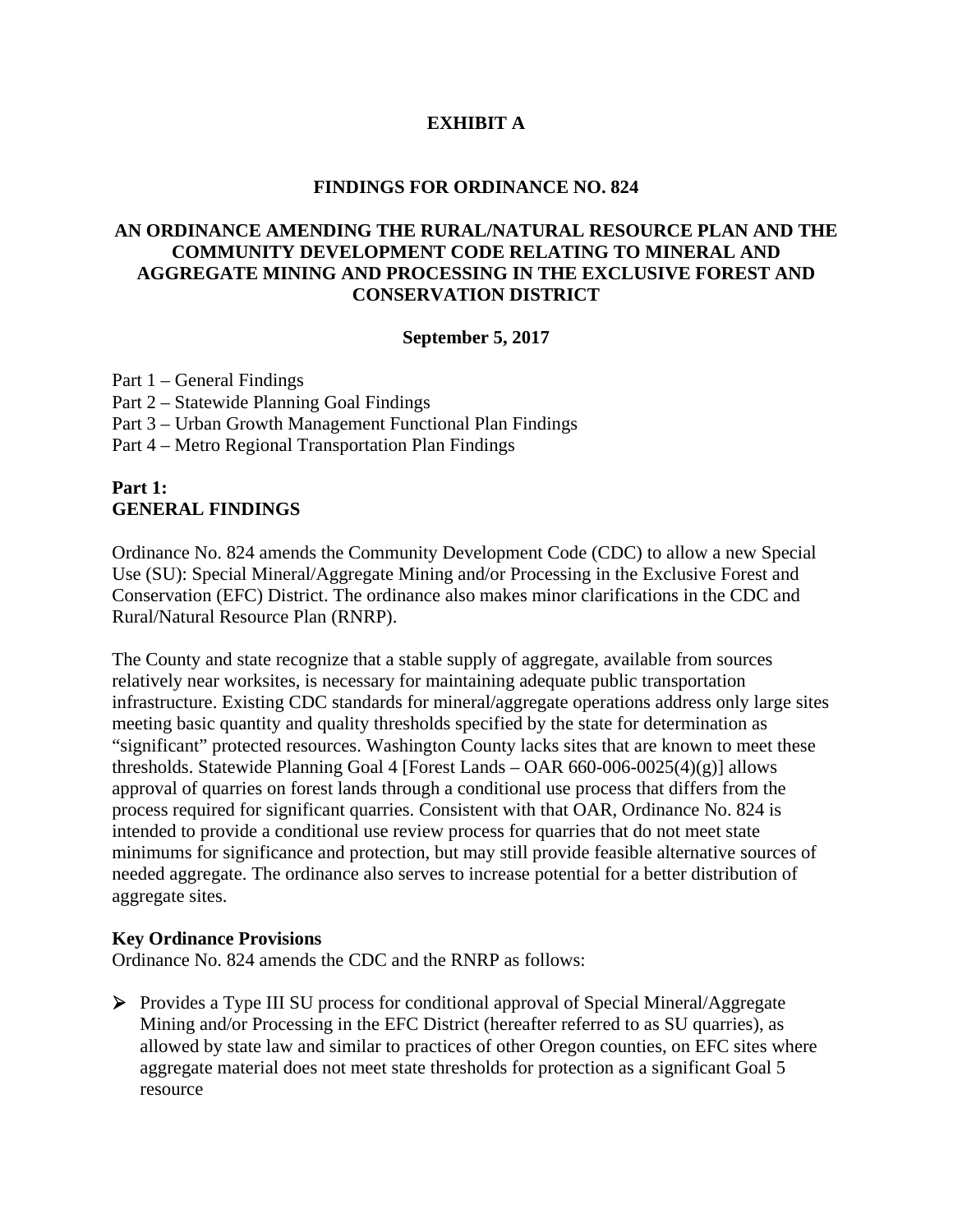# EXHIBIT A

## FINDINGS FOR ORDINANCE NO. 824

## AN ORDINANCE AMENDING THE RURAL/NATURAL RESOURCE PLAN AND THE COMMUNITY DEVELOPMENT CODE RELATING TO MINERAL AND AGGREGATE MINING AND PROCESSING IN THE EXCLUSIVE FOREST AND CONSERVATION DISTRICT

**September 5, 2017**

Part 1 – General Findings
Part 2 – Statewide Planning Goal Findings
Part 3 – Urban Growth Management Functional Plan Findings
Part 4 – Metro Regional Transportation Plan Findings

## Part 1: GENERAL FINDINGS

Ordinance No. 824 amends the Community Development Code (CDC) to allow a new Special Use (SU): Special Mineral/Aggregate Mining and/or Processing in the Exclusive Forest and Conservation (EFC) District. The ordinance also makes minor clarifications in the CDC and Rural/Natural Resource Plan (RNRP).

The County and state recognize that a stable supply of aggregate, available from sources relatively near worksites, is necessary for maintaining adequate public transportation infrastructure. Existing CDC standards for mineral/aggregate operations address only large sites meeting basic quantity and quality thresholds specified by the state for determination as "significant" protected resources. Washington County lacks sites that are known to meet these thresholds. Statewide Planning Goal 4 [Forest Lands – OAR 660-006-0025(4)(g)] allows approval of quarries on forest lands through a conditional use process that differs from the process required for significant quarries. Consistent with that OAR, Ordinance No. 824 is intended to provide a conditional use review process for quarries that do not meet state minimums for significance and protection, but may still provide feasible alternative sources of needed aggregate. The ordinance also serves to increase potential for a better distribution of aggregate sites.

### Key Ordinance Provisions

Ordinance No. 824 amends the CDC and the RNRP as follows:

- Provides a Type III SU process for conditional approval of Special Mineral/Aggregate Mining and/or Processing in the EFC District (hereafter referred to as SU quarries), as allowed by state law and similar to practices of other Oregon counties, on EFC sites where aggregate material does not meet state thresholds for protection as a significant Goal 5 resource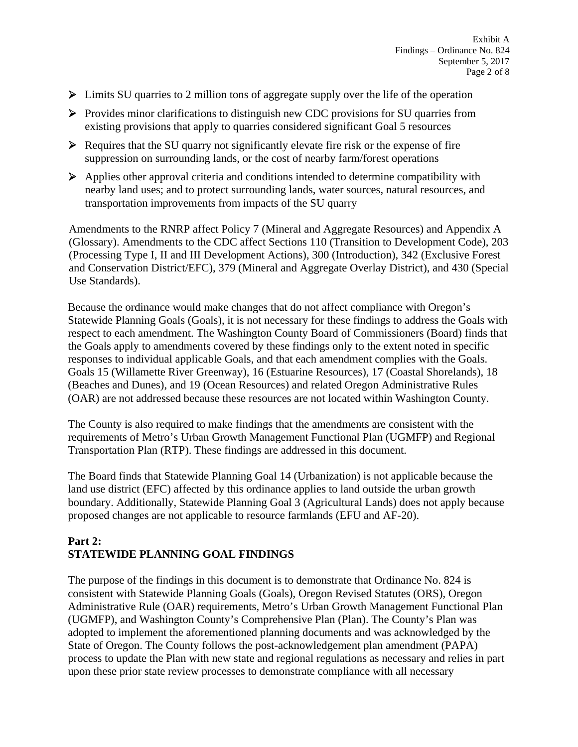- Limits SU quarries to 2 million tons of aggregate supply over the life of the operation
- Provides minor clarifications to distinguish new CDC provisions for SU quarries from existing provisions that apply to quarries considered significant Goal 5 resources
- Requires that the SU quarry not significantly elevate fire risk or the expense of fire suppression on surrounding lands, or the cost of nearby farm/forest operations
- Applies other approval criteria and conditions intended to determine compatibility with nearby land uses; and to protect surrounding lands, water sources, natural resources, and transportation improvements from impacts of the SU quarry

Amendments to the RNRP affect Policy 7 (Mineral and Aggregate Resources) and Appendix A (Glossary). Amendments to the CDC affect Sections 110 (Transition to Development Code), 203 (Processing Type I, II and III Development Actions), 300 (Introduction), 342 (Exclusive Forest and Conservation District/EFC), 379 (Mineral and Aggregate Overlay District), and 430 (Special Use Standards).

Because the ordinance would make changes that do not affect compliance with Oregon's Statewide Planning Goals (Goals), it is not necessary for these findings to address the Goals with respect to each amendment. The Washington County Board of Commissioners (Board) finds that the Goals apply to amendments covered by these findings only to the extent noted in specific responses to individual applicable Goals, and that each amendment complies with the Goals. Goals 15 (Willamette River Greenway), 16 (Estuarine Resources), 17 (Coastal Shorelands), 18 (Beaches and Dunes), and 19 (Ocean Resources) and related Oregon Administrative Rules (OAR) are not addressed because these resources are not located within Washington County.

The County is also required to make findings that the amendments are consistent with the requirements of Metro's Urban Growth Management Functional Plan (UGMFP) and Regional Transportation Plan (RTP). These findings are addressed in this document.

The Board finds that Statewide Planning Goal 14 (Urbanization) is not applicable because the land use district (EFC) affected by this ordinance applies to land outside the urban growth boundary. Additionally, Statewide Planning Goal 3 (Agricultural Lands) does not apply because proposed changes are not applicable to resource farmlands (EFU and AF-20).

## Part 2: STATEWIDE PLANNING GOAL FINDINGS

The purpose of the findings in this document is to demonstrate that Ordinance No. 824 is consistent with Statewide Planning Goals (Goals), Oregon Revised Statutes (ORS), Oregon Administrative Rule (OAR) requirements, Metro's Urban Growth Management Functional Plan (UGMFP), and Washington County's Comprehensive Plan (Plan). The County's Plan was adopted to implement the aforementioned planning documents and was acknowledged by the State of Oregon. The County follows the post-acknowledgement plan amendment (PAPA) process to update the Plan with new state and regional regulations as necessary and relies in part upon these prior state review processes to demonstrate compliance with all necessary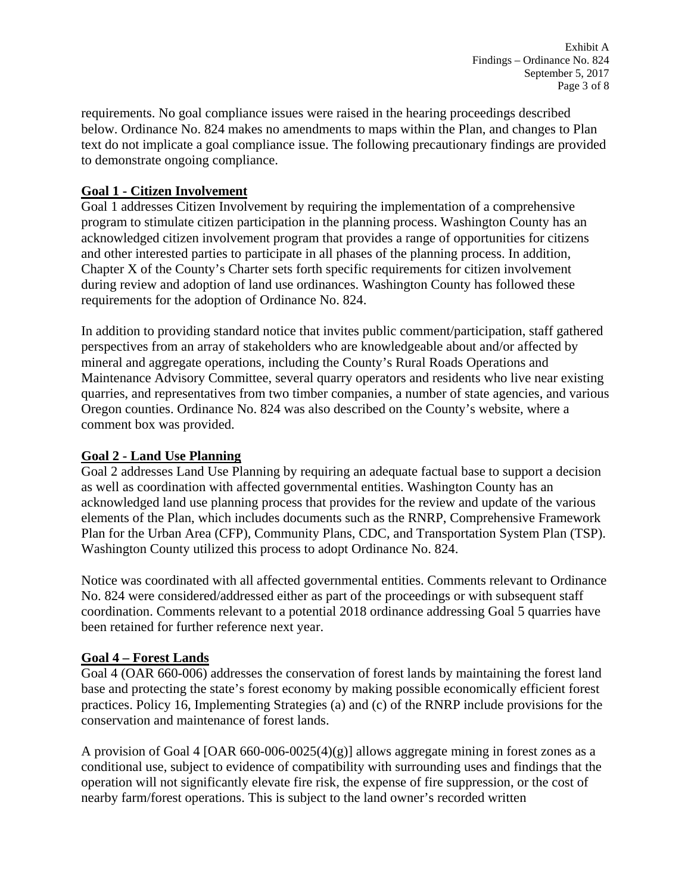requirements. No goal compliance issues were raised in the hearing proceedings described below. Ordinance No. 824 makes no amendments to maps within the Plan, and changes to Plan text do not implicate a goal compliance issue. The following precautionary findings are provided to demonstrate ongoing compliance.

## Goal 1 - Citizen Involvement

Goal 1 addresses Citizen Involvement by requiring the implementation of a comprehensive program to stimulate citizen participation in the planning process. Washington County has an acknowledged citizen involvement program that provides a range of opportunities for citizens and other interested parties to participate in all phases of the planning process. In addition, Chapter X of the County's Charter sets forth specific requirements for citizen involvement during review and adoption of land use ordinances. Washington County has followed these requirements for the adoption of Ordinance No. 824.

In addition to providing standard notice that invites public comment/participation, staff gathered perspectives from an array of stakeholders who are knowledgeable about and/or affected by mineral and aggregate operations, including the County's Rural Roads Operations and Maintenance Advisory Committee, several quarry operators and residents who live near existing quarries, and representatives from two timber companies, a number of state agencies, and various Oregon counties. Ordinance No. 824 was also described on the County's website, where a comment box was provided.

## Goal 2 - Land Use Planning

Goal 2 addresses Land Use Planning by requiring an adequate factual base to support a decision as well as coordination with affected governmental entities. Washington County has an acknowledged land use planning process that provides for the review and update of the various elements of the Plan, which includes documents such as the RNRP, Comprehensive Framework Plan for the Urban Area (CFP), Community Plans, CDC, and Transportation System Plan (TSP). Washington County utilized this process to adopt Ordinance No. 824.

Notice was coordinated with all affected governmental entities. Comments relevant to Ordinance No. 824 were considered/addressed either as part of the proceedings or with subsequent staff coordination. Comments relevant to a potential 2018 ordinance addressing Goal 5 quarries have been retained for further reference next year.

## Goal 4 – Forest Lands

Goal 4 (OAR 660-006) addresses the conservation of forest lands by maintaining the forest land base and protecting the state's forest economy by making possible economically efficient forest practices. Policy 16, Implementing Strategies (a) and (c) of the RNRP include provisions for the conservation and maintenance of forest lands.

A provision of Goal 4 [OAR 660-006-0025(4)(g)] allows aggregate mining in forest zones as a conditional use, subject to evidence of compatibility with surrounding uses and findings that the operation will not significantly elevate fire risk, the expense of fire suppression, or the cost of nearby farm/forest operations. This is subject to the land owner's recorded written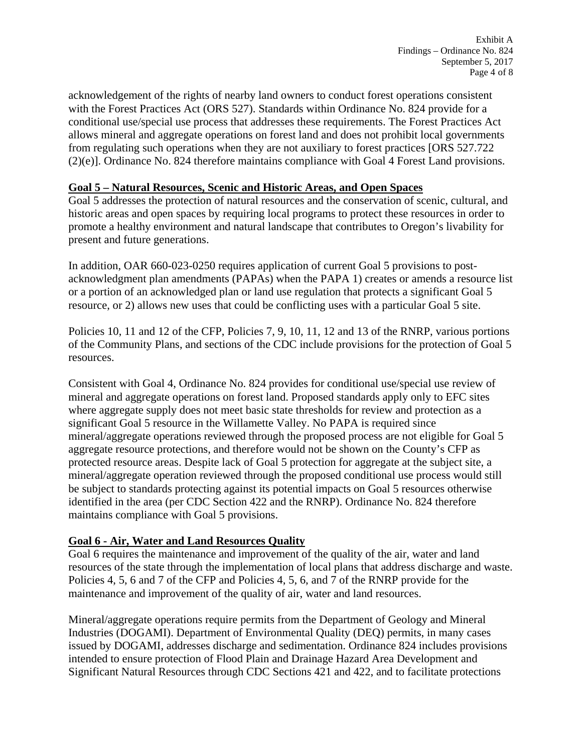acknowledgement of the rights of nearby land owners to conduct forest operations consistent with the Forest Practices Act (ORS 527). Standards within Ordinance No. 824 provide for a conditional use/special use process that addresses these requirements. The Forest Practices Act allows mineral and aggregate operations on forest land and does not prohibit local governments from regulating such operations when they are not auxiliary to forest practices [ORS 527.722 (2)(e)]. Ordinance No. 824 therefore maintains compliance with Goal 4 Forest Land provisions.

**Goal 5 – Natural Resources, Scenic and Historic Areas, and Open Spaces**

Goal 5 addresses the protection of natural resources and the conservation of scenic, cultural, and historic areas and open spaces by requiring local programs to protect these resources in order to promote a healthy environment and natural landscape that contributes to Oregon's livability for present and future generations.

In addition, OAR 660-023-0250 requires application of current Goal 5 provisions to post-acknowledgment plan amendments (PAPAs) when the PAPA 1) creates or amends a resource list or a portion of an acknowledged plan or land use regulation that protects a significant Goal 5 resource, or 2) allows new uses that could be conflicting uses with a particular Goal 5 site.

Policies 10, 11 and 12 of the CFP, Policies 7, 9, 10, 11, 12 and 13 of the RNRP, various portions of the Community Plans, and sections of the CDC include provisions for the protection of Goal 5 resources.

Consistent with Goal 4, Ordinance No. 824 provides for conditional use/special use review of mineral and aggregate operations on forest land. Proposed standards apply only to EFC sites where aggregate supply does not meet basic state thresholds for review and protection as a significant Goal 5 resource in the Willamette Valley. No PAPA is required since mineral/aggregate operations reviewed through the proposed process are not eligible for Goal 5 aggregate resource protections, and therefore would not be shown on the County's CFP as protected resource areas. Despite lack of Goal 5 protection for aggregate at the subject site, a mineral/aggregate operation reviewed through the proposed conditional use process would still be subject to standards protecting against its potential impacts on Goal 5 resources otherwise identified in the area (per CDC Section 422 and the RNRP). Ordinance No. 824 therefore maintains compliance with Goal 5 provisions.

**Goal 6 - Air, Water and Land Resources Quality**

Goal 6 requires the maintenance and improvement of the quality of the air, water and land resources of the state through the implementation of local plans that address discharge and waste. Policies 4, 5, 6 and 7 of the CFP and Policies 4, 5, 6, and 7 of the RNRP provide for the maintenance and improvement of the quality of air, water and land resources.

Mineral/aggregate operations require permits from the Department of Geology and Mineral Industries (DOGAMI). Department of Environmental Quality (DEQ) permits, in many cases issued by DOGAMI, addresses discharge and sedimentation. Ordinance 824 includes provisions intended to ensure protection of Flood Plain and Drainage Hazard Area Development and Significant Natural Resources through CDC Sections 421 and 422, and to facilitate protections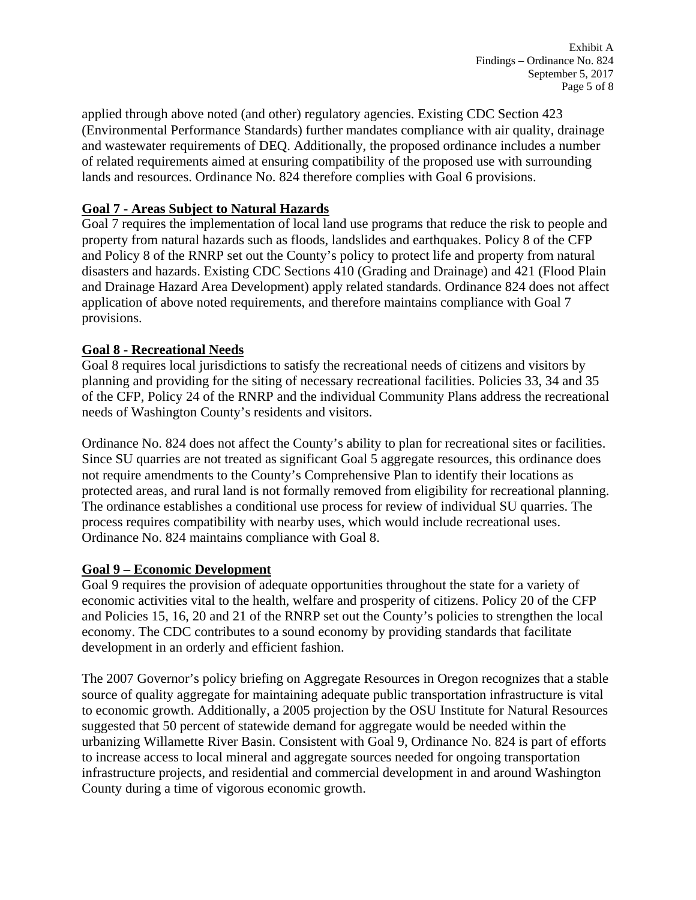applied through above noted (and other) regulatory agencies. Existing CDC Section 423 (Environmental Performance Standards) further mandates compliance with air quality, drainage and wastewater requirements of DEQ. Additionally, the proposed ordinance includes a number of related requirements aimed at ensuring compatibility of the proposed use with surrounding lands and resources. Ordinance No. 824 therefore complies with Goal 6 provisions.

**Goal 7 - Areas Subject to Natural Hazards**

Goal 7 requires the implementation of local land use programs that reduce the risk to people and property from natural hazards such as floods, landslides and earthquakes. Policy 8 of the CFP and Policy 8 of the RNRP set out the County's policy to protect life and property from natural disasters and hazards. Existing CDC Sections 410 (Grading and Drainage) and 421 (Flood Plain and Drainage Hazard Area Development) apply related standards. Ordinance 824 does not affect application of above noted requirements, and therefore maintains compliance with Goal 7 provisions.

**Goal 8 - Recreational Needs**

Goal 8 requires local jurisdictions to satisfy the recreational needs of citizens and visitors by planning and providing for the siting of necessary recreational facilities. Policies 33, 34 and 35 of the CFP, Policy 24 of the RNRP and the individual Community Plans address the recreational needs of Washington County's residents and visitors.

Ordinance No. 824 does not affect the County's ability to plan for recreational sites or facilities. Since SU quarries are not treated as significant Goal 5 aggregate resources, this ordinance does not require amendments to the County's Comprehensive Plan to identify their locations as protected areas, and rural land is not formally removed from eligibility for recreational planning. The ordinance establishes a conditional use process for review of individual SU quarries. The process requires compatibility with nearby uses, which would include recreational uses. Ordinance No. 824 maintains compliance with Goal 8.

**Goal 9 – Economic Development**

Goal 9 requires the provision of adequate opportunities throughout the state for a variety of economic activities vital to the health, welfare and prosperity of citizens. Policy 20 of the CFP and Policies 15, 16, 20 and 21 of the RNRP set out the County's policies to strengthen the local economy. The CDC contributes to a sound economy by providing standards that facilitate development in an orderly and efficient fashion.

The 2007 Governor's policy briefing on Aggregate Resources in Oregon recognizes that a stable source of quality aggregate for maintaining adequate public transportation infrastructure is vital to economic growth. Additionally, a 2005 projection by the OSU Institute for Natural Resources suggested that 50 percent of statewide demand for aggregate would be needed within the urbanizing Willamette River Basin. Consistent with Goal 9, Ordinance No. 824 is part of efforts to increase access to local mineral and aggregate sources needed for ongoing transportation infrastructure projects, and residential and commercial development in and around Washington County during a time of vigorous economic growth.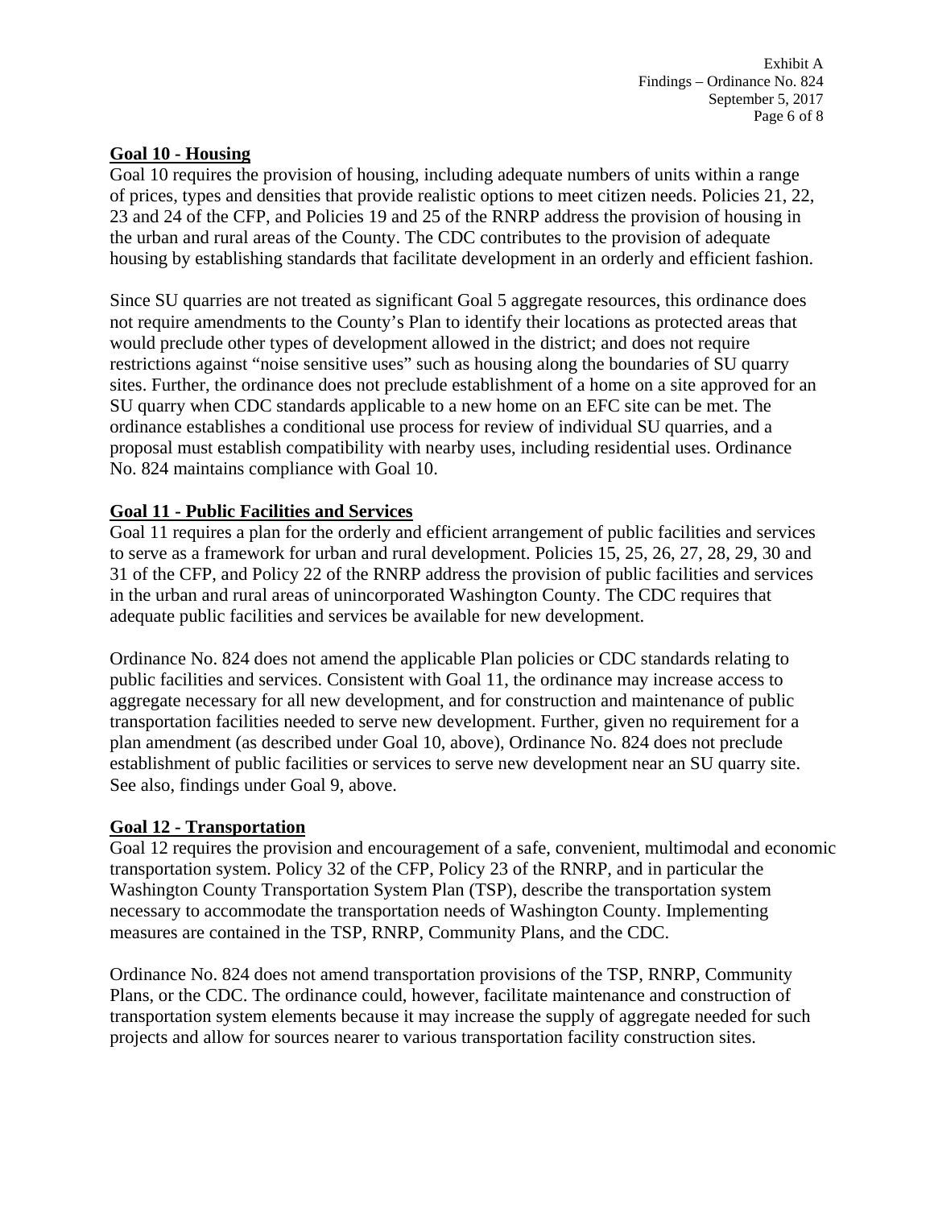**Goal 10 - Housing**

Goal 10 requires the provision of housing, including adequate numbers of units within a range of prices, types and densities that provide realistic options to meet citizen needs. Policies 21, 22, 23 and 24 of the CFP, and Policies 19 and 25 of the RNRP address the provision of housing in the urban and rural areas of the County. The CDC contributes to the provision of adequate housing by establishing standards that facilitate development in an orderly and efficient fashion.

Since SU quarries are not treated as significant Goal 5 aggregate resources, this ordinance does not require amendments to the County's Plan to identify their locations as protected areas that would preclude other types of development allowed in the district; and does not require restrictions against "noise sensitive uses" such as housing along the boundaries of SU quarry sites. Further, the ordinance does not preclude establishment of a home on a site approved for an SU quarry when CDC standards applicable to a new home on an EFC site can be met. The ordinance establishes a conditional use process for review of individual SU quarries, and a proposal must establish compatibility with nearby uses, including residential uses. Ordinance No. 824 maintains compliance with Goal 10.

**Goal 11 - Public Facilities and Services**

Goal 11 requires a plan for the orderly and efficient arrangement of public facilities and services to serve as a framework for urban and rural development. Policies 15, 25, 26, 27, 28, 29, 30 and 31 of the CFP, and Policy 22 of the RNRP address the provision of public facilities and services in the urban and rural areas of unincorporated Washington County. The CDC requires that adequate public facilities and services be available for new development.

Ordinance No. 824 does not amend the applicable Plan policies or CDC standards relating to public facilities and services. Consistent with Goal 11, the ordinance may increase access to aggregate necessary for all new development, and for construction and maintenance of public transportation facilities needed to serve new development. Further, given no requirement for a plan amendment (as described under Goal 10, above), Ordinance No. 824 does not preclude establishment of public facilities or services to serve new development near an SU quarry site. See also, findings under Goal 9, above.

**Goal 12 - Transportation**

Goal 12 requires the provision and encouragement of a safe, convenient, multimodal and economic transportation system. Policy 32 of the CFP, Policy 23 of the RNRP, and in particular the Washington County Transportation System Plan (TSP), describe the transportation system necessary to accommodate the transportation needs of Washington County. Implementing measures are contained in the TSP, RNRP, Community Plans, and the CDC.

Ordinance No. 824 does not amend transportation provisions of the TSP, RNRP, Community Plans, or the CDC. The ordinance could, however, facilitate maintenance and construction of transportation system elements because it may increase the supply of aggregate needed for such projects and allow for sources nearer to various transportation facility construction sites.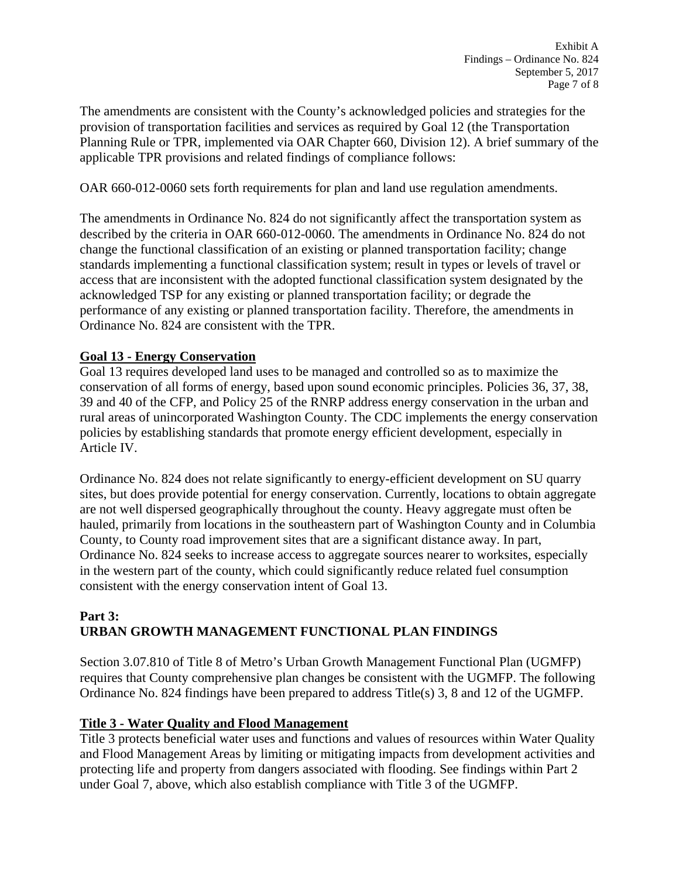The amendments are consistent with the County's acknowledged policies and strategies for the provision of transportation facilities and services as required by Goal 12 (the Transportation Planning Rule or TPR, implemented via OAR Chapter 660, Division 12). A brief summary of the applicable TPR provisions and related findings of compliance follows:

OAR 660-012-0060 sets forth requirements for plan and land use regulation amendments.

The amendments in Ordinance No. 824 do not significantly affect the transportation system as described by the criteria in OAR 660-012-0060. The amendments in Ordinance No. 824 do not change the functional classification of an existing or planned transportation facility; change standards implementing a functional classification system; result in types or levels of travel or access that are inconsistent with the adopted functional classification system designated by the acknowledged TSP for any existing or planned transportation facility; or degrade the performance of any existing or planned transportation facility. Therefore, the amendments in Ordinance No. 824 are consistent with the TPR.

**Goal 13 - Energy Conservation**

Goal 13 requires developed land uses to be managed and controlled so as to maximize the conservation of all forms of energy, based upon sound economic principles. Policies 36, 37, 38, 39 and 40 of the CFP, and Policy 25 of the RNRP address energy conservation in the urban and rural areas of unincorporated Washington County. The CDC implements the energy conservation policies by establishing standards that promote energy efficient development, especially in Article IV.

Ordinance No. 824 does not relate significantly to energy-efficient development on SU quarry sites, but does provide potential for energy conservation. Currently, locations to obtain aggregate are not well dispersed geographically throughout the county. Heavy aggregate must often be hauled, primarily from locations in the southeastern part of Washington County and in Columbia County, to County road improvement sites that are a significant distance away. In part, Ordinance No. 824 seeks to increase access to aggregate sources nearer to worksites, especially in the western part of the county, which could significantly reduce related fuel consumption consistent with the energy conservation intent of Goal 13.

## Part 3:
## URBAN GROWTH MANAGEMENT FUNCTIONAL PLAN FINDINGS

Section 3.07.810 of Title 8 of Metro's Urban Growth Management Functional Plan (UGMFP) requires that County comprehensive plan changes be consistent with the UGMFP. The following Ordinance No. 824 findings have been prepared to address Title(s) 3, 8 and 12 of the UGMFP.

**Title 3 - Water Quality and Flood Management**

Title 3 protects beneficial water uses and functions and values of resources within Water Quality and Flood Management Areas by limiting or mitigating impacts from development activities and protecting life and property from dangers associated with flooding. See findings within Part 2 under Goal 7, above, which also establish compliance with Title 3 of the UGMFP.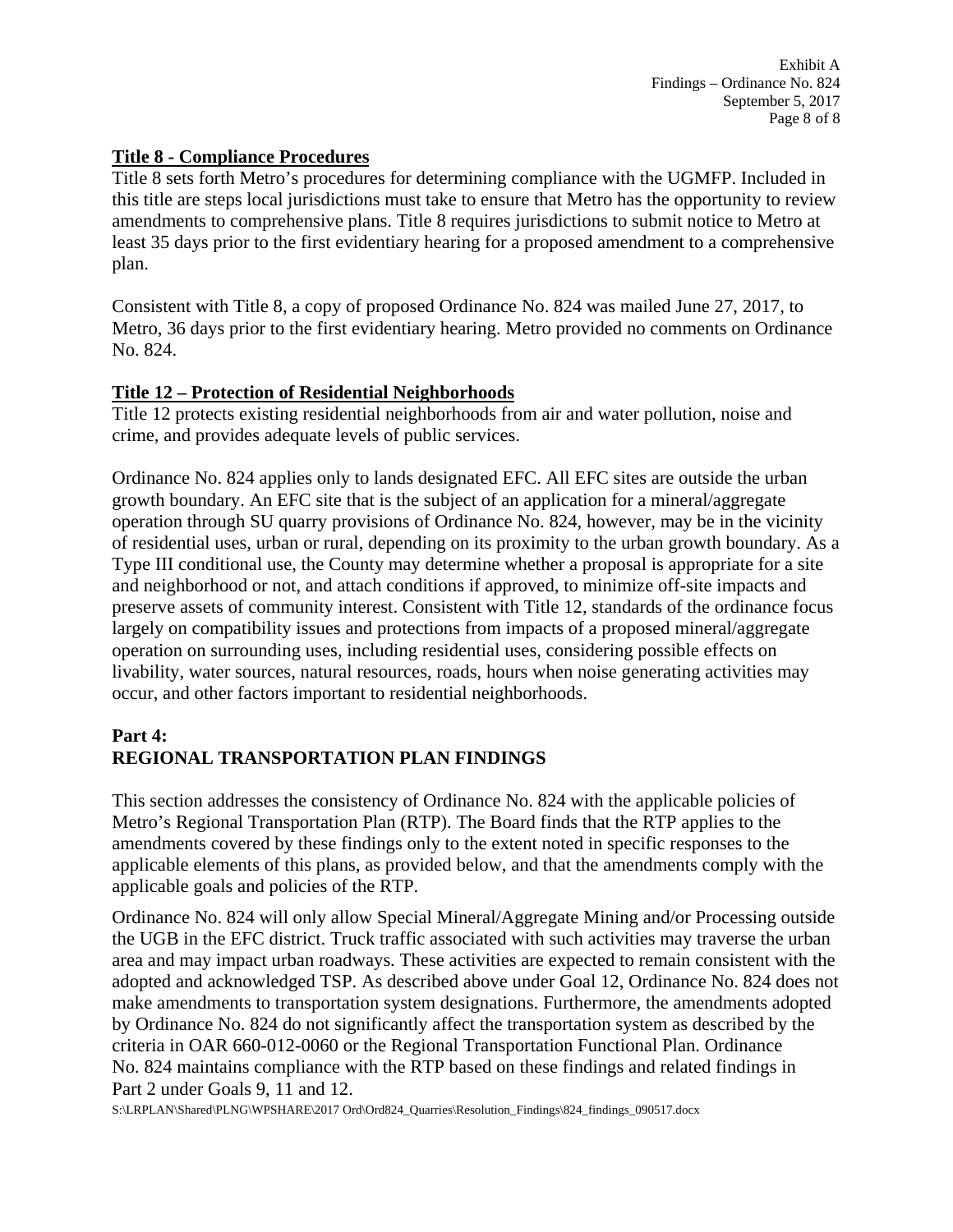**Title 8 - Compliance Procedures**

Title 8 sets forth Metro's procedures for determining compliance with the UGMFP. Included in this title are steps local jurisdictions must take to ensure that Metro has the opportunity to review amendments to comprehensive plans. Title 8 requires jurisdictions to submit notice to Metro at least 35 days prior to the first evidentiary hearing for a proposed amendment to a comprehensive plan.

Consistent with Title 8, a copy of proposed Ordinance No. 824 was mailed June 27, 2017, to Metro, 36 days prior to the first evidentiary hearing. Metro provided no comments on Ordinance No. 824.

**Title 12 – Protection of Residential Neighborhoods**

Title 12 protects existing residential neighborhoods from air and water pollution, noise and crime, and provides adequate levels of public services.

Ordinance No. 824 applies only to lands designated EFC. All EFC sites are outside the urban growth boundary. An EFC site that is the subject of an application for a mineral/aggregate operation through SU quarry provisions of Ordinance No. 824, however, may be in the vicinity of residential uses, urban or rural, depending on its proximity to the urban growth boundary. As a Type III conditional use, the County may determine whether a proposal is appropriate for a site and neighborhood or not, and attach conditions if approved, to minimize off-site impacts and preserve assets of community interest. Consistent with Title 12, standards of the ordinance focus largely on compatibility issues and protections from impacts of a proposed mineral/aggregate operation on surrounding uses, including residential uses, considering possible effects on livability, water sources, natural resources, roads, hours when noise generating activities may occur, and other factors important to residential neighborhoods.

## Part 4:
## REGIONAL TRANSPORTATION PLAN FINDINGS

This section addresses the consistency of Ordinance No. 824 with the applicable policies of Metro's Regional Transportation Plan (RTP). The Board finds that the RTP applies to the amendments covered by these findings only to the extent noted in specific responses to the applicable elements of this plans, as provided below, and that the amendments comply with the applicable goals and policies of the RTP.

Ordinance No. 824 will only allow Special Mineral/Aggregate Mining and/or Processing outside the UGB in the EFC district. Truck traffic associated with such activities may traverse the urban area and may impact urban roadways. These activities are expected to remain consistent with the adopted and acknowledged TSP. As described above under Goal 12, Ordinance No. 824 does not make amendments to transportation system designations. Furthermore, the amendments adopted by Ordinance No. 824 do not significantly affect the transportation system as described by the criteria in OAR 660-012-0060 or the Regional Transportation Functional Plan. Ordinance No. 824 maintains compliance with the RTP based on these findings and related findings in Part 2 under Goals 9, 11 and 12.

S:\LRPLAN\Shared\PLNG\WPSHARE\2017 Ord\Ord824_Quarries\Resolution_Findings\824_findings_090517.docx